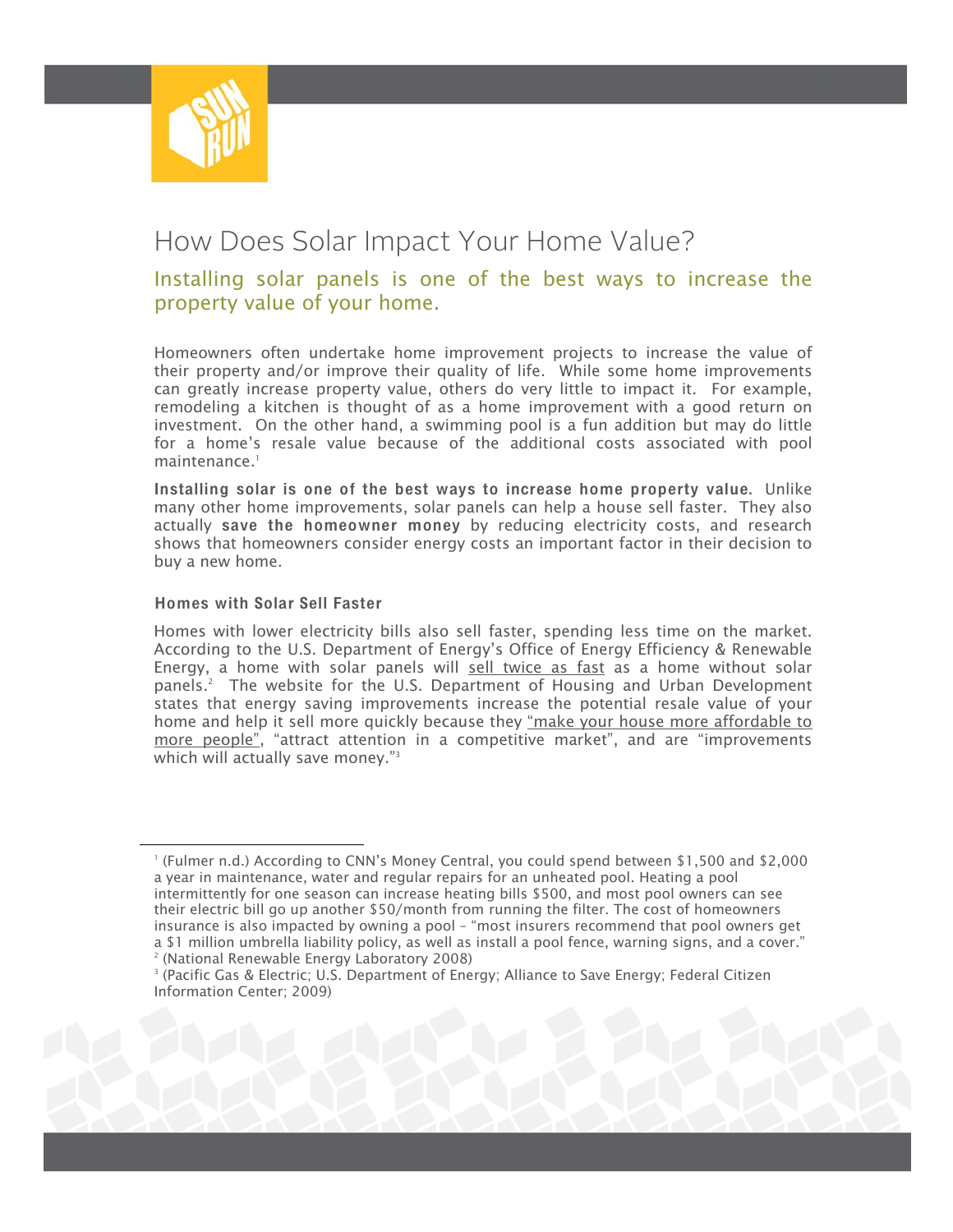# How Does Solar Impact Your Home Value?

## Installing solar panels is one of the best ways to increase the property value of your home.

Homeowners often undertake home improvement projects to increase the value of their property and/or improve their quality of life. While some home improvements can greatly increase property value, others do very little to impact it. For example, remodeling a kitchen is thought of as a home improvement with a good return on investment. On the other hand, a swimming pool is a fun addition but may do little for a home's resale value because of the additional costs associated with pool maintenance.[1]

**Installing solar is one of the best ways to increase home property value.** Unlike many other home improvements, solar panels can help a house sell faster. They also actually **save the homeowner money** by reducing electricity costs, and research shows that homeowners consider energy costs an important factor in their decision to buy a new home.

### Homes with Solar Sell Faster

Homes with lower electricity bills also sell faster, spending less time on the market. According to the U.S. Department of Energy's Office of Energy Efficiency & Renewable Energy, a home with solar panels will sell twice as fast as a home without solar panels.[2] The website for the U.S. Department of Housing and Urban Development states that energy saving improvements increase the potential resale value of your home and help it sell more quickly because they "make your house more affordable to more people", "attract attention in a competitive market", and are "improvements which will actually save money."[3]

---

[1] (Fulmer n.d.) According to CNN's Money Central, you could spend between $1,500 and $2,000 a year in maintenance, water and regular repairs for an unheated pool. Heating a pool intermittently for one season can increase heating bills $500, and most pool owners can see their electric bill go up another $50/month from running the filter. The cost of homeowners insurance is also impacted by owning a pool – "most insurers recommend that pool owners get a $1 million umbrella liability policy, as well as install a pool fence, warning signs, and a cover."

[2] (National Renewable Energy Laboratory 2008)

[3] (Pacific Gas & Electric; U.S. Department of Energy; Alliance to Save Energy; Federal Citizen Information Center; 2009)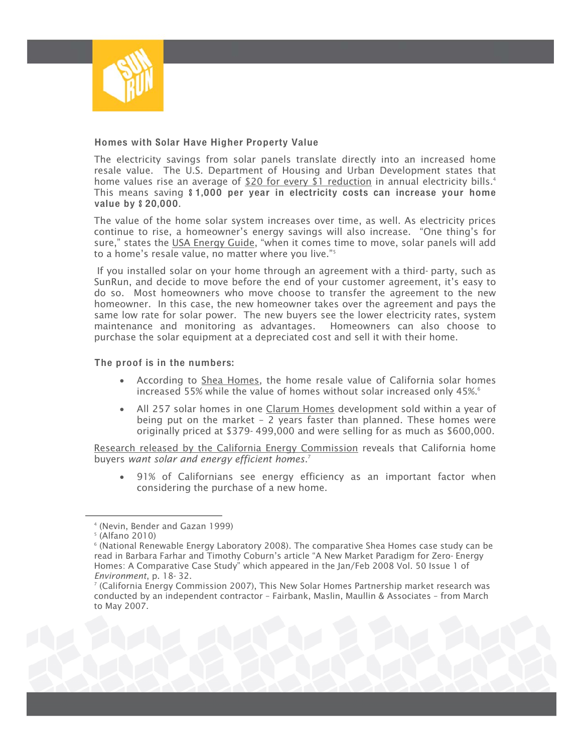### Homes with Solar Have Higher Property Value

The electricity savings from solar panels translate directly into an increased home resale value. The U.S. Department of Housing and Urban Development states that home values rise an average of $20 for every $1 reduction in annual electricity bills.[4] This means saving **$1,000 per year in electricity costs can increase your home value by $20,000**.

The value of the home solar system increases over time, as well. As electricity prices continue to rise, a homeowner's energy savings will also increase. "One thing's for sure," states the USA Energy Guide, "when it comes time to move, solar panels will add to a home's resale value, no matter where you live."[5]

If you installed solar on your home through an agreement with a third- party, such as SunRun, and decide to move before the end of your customer agreement, it's easy to do so. Most homeowners who move choose to transfer the agreement to the new homeowner. In this case, the new homeowner takes over the agreement and pays the same low rate for solar power. The new buyers see the lower electricity rates, system maintenance and monitoring as advantages. Homeowners can also choose to purchase the solar equipment at a depreciated cost and sell it with their home.

### The proof is in the numbers:

- According to Shea Homes, the home resale value of California solar homes increased 55% while the value of homes without solar increased only 45%.[6]
- All 257 solar homes in one Clarum Homes development sold within a year of being put on the market – 2 years faster than planned. These homes were originally priced at $379- 499,000 and were selling for as much as $600,000.

Research released by the California Energy Commission reveals that California home buyers *want solar and energy efficient homes*.[7]

- 91% of Californians see energy efficiency as an important factor when considering the purchase of a new home.

---

[4] (Nevin, Bender and Gazan 1999)

[5] (Alfano 2010)

[6] (National Renewable Energy Laboratory 2008). The comparative Shea Homes case study can be read in Barbara Farhar and Timothy Coburn's article "A New Market Paradigm for Zero- Energy Homes: A Comparative Case Study" which appeared in the Jan/Feb 2008 Vol. 50 Issue 1 of *Environment*, p. 18- 32.

[7] (California Energy Commission 2007), This New Solar Homes Partnership market research was conducted by an independent contractor – Fairbank, Maslin, Maullin & Associates – from March to May 2007.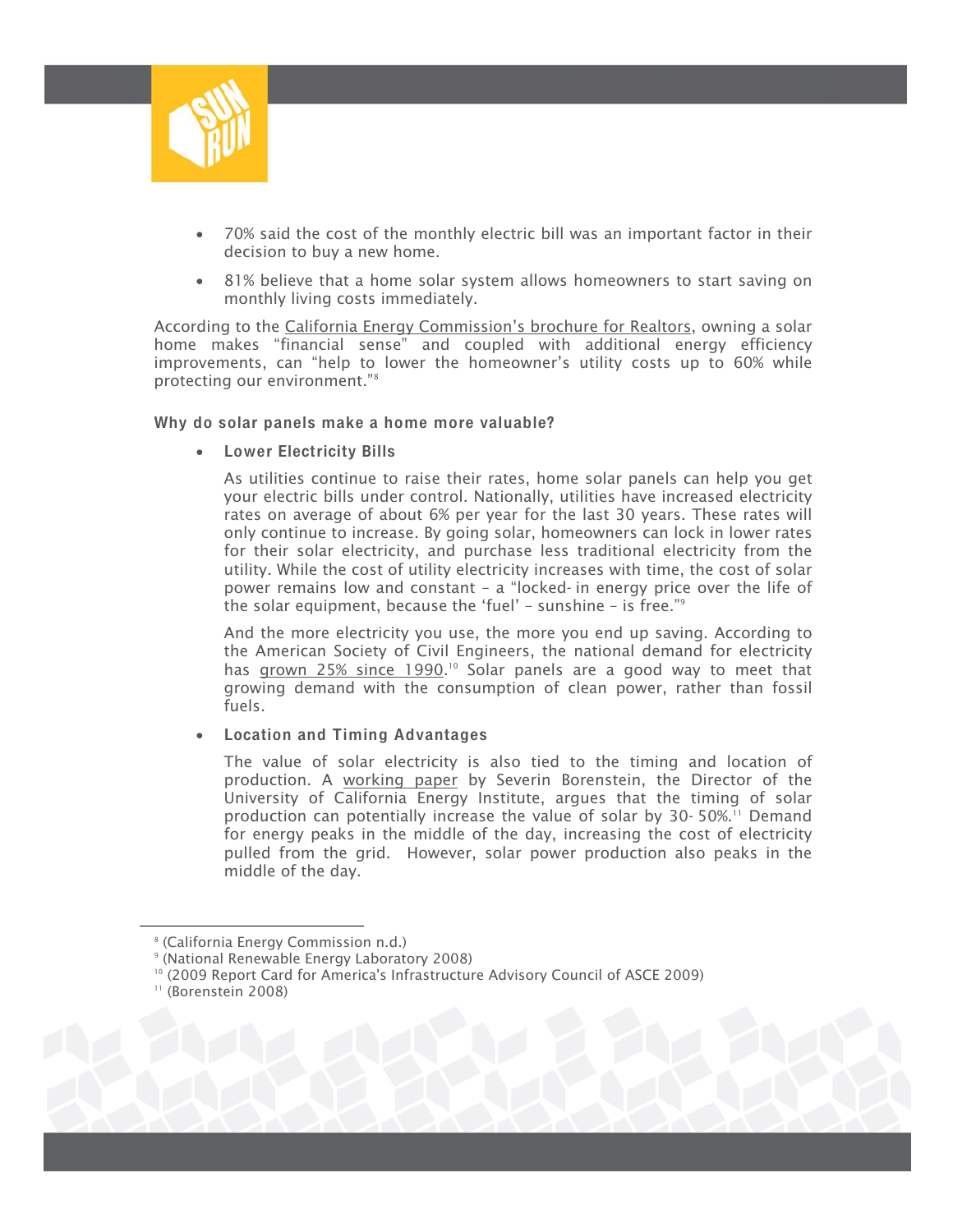- 70% said the cost of the monthly electric bill was an important factor in their decision to buy a new home.
- 81% believe that a home solar system allows homeowners to start saving on monthly living costs immediately.

According to the California Energy Commission's brochure for Realtors, owning a solar home makes "financial sense" and coupled with additional energy efficiency improvements, can "help to lower the homeowner's utility costs up to 60% while protecting our environment."[8]

### Why do solar panels make a home more valuable?

- **Lower Electricity Bills**

  As utilities continue to raise their rates, home solar panels can help you get your electric bills under control. Nationally, utilities have increased electricity rates on average of about 6% per year for the last 30 years. These rates will only continue to increase. By going solar, homeowners can lock in lower rates for their solar electricity, and purchase less traditional electricity from the utility. While the cost of utility electricity increases with time, the cost of solar power remains low and constant – a "locked- in energy price over the life of the solar equipment, because the 'fuel' – sunshine – is free."[9]

  And the more electricity you use, the more you end up saving. According to the American Society of Civil Engineers, the national demand for electricity has grown 25% since 1990.[10] Solar panels are a good way to meet that growing demand with the consumption of clean power, rather than fossil fuels.

- **Location and Timing Advantages**

  The value of solar electricity is also tied to the timing and location of production. A working paper by Severin Borenstein, the Director of the University of California Energy Institute, argues that the timing of solar production can potentially increase the value of solar by 30- 50%.[11] Demand for energy peaks in the middle of the day, increasing the cost of electricity pulled from the grid. However, solar power production also peaks in the middle of the day.

---

[8] (California Energy Commission n.d.)
[9] (National Renewable Energy Laboratory 2008)
[10] (2009 Report Card for America's Infrastructure Advisory Council of ASCE 2009)
[11] (Borenstein 2008)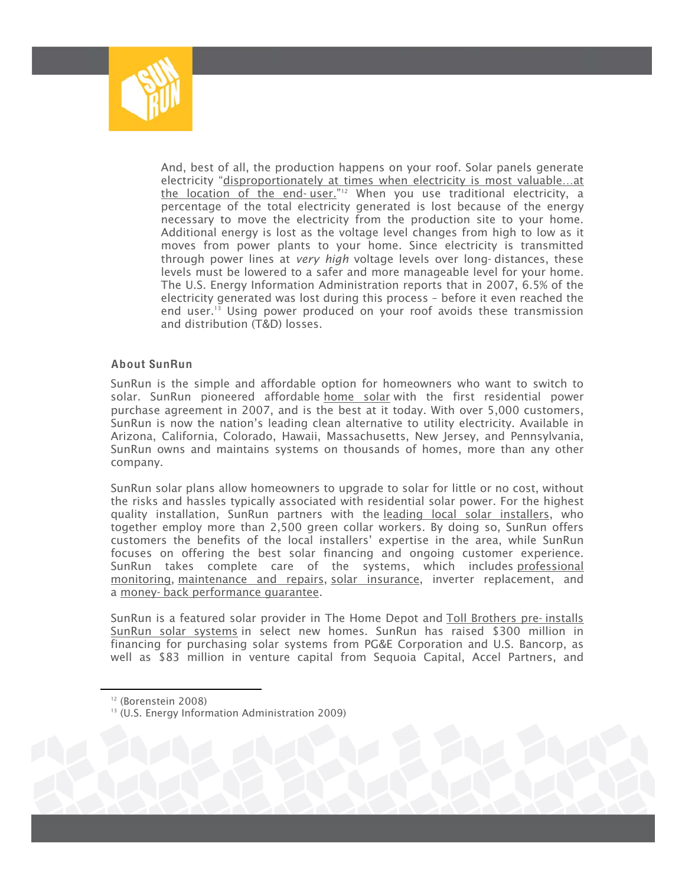And, best of all, the production happens on your roof. Solar panels generate electricity "disproportionately at times when electricity is most valuable…at the location of the end-user."[12] When you use traditional electricity, a percentage of the total electricity generated is lost because of the energy necessary to move the electricity from the production site to your home. Additional energy is lost as the voltage level changes from high to low as it moves from power plants to your home. Since electricity is transmitted through power lines at *very high* voltage levels over long-distances, these levels must be lowered to a safer and more manageable level for your home. The U.S. Energy Information Administration reports that in 2007, 6.5% of the electricity generated was lost during this process – before it even reached the end user.[13] Using power produced on your roof avoids these transmission and distribution (T&D) losses.

### About SunRun

SunRun is the simple and affordable option for homeowners who want to switch to solar. SunRun pioneered affordable home solar with the first residential power purchase agreement in 2007, and is the best at it today. With over 5,000 customers, SunRun is now the nation's leading clean alternative to utility electricity. Available in Arizona, California, Colorado, Hawaii, Massachusetts, New Jersey, and Pennsylvania, SunRun owns and maintains systems on thousands of homes, more than any other company.

SunRun solar plans allow homeowners to upgrade to solar for little or no cost, without the risks and hassles typically associated with residential solar power. For the highest quality installation, SunRun partners with the leading local solar installers, who together employ more than 2,500 green collar workers. By doing so, SunRun offers customers the benefits of the local installers' expertise in the area, while SunRun focuses on offering the best solar financing and ongoing customer experience. SunRun takes complete care of the systems, which includes professional monitoring, maintenance and repairs, solar insurance, inverter replacement, and a money-back performance guarantee.

SunRun is a featured solar provider in The Home Depot and Toll Brothers pre-installs SunRun solar systems in select new homes. SunRun has raised $300 million in financing for purchasing solar systems from PG&E Corporation and U.S. Bancorp, as well as $83 million in venture capital from Sequoia Capital, Accel Partners, and

---

[12] (Borenstein 2008)

[13] (U.S. Energy Information Administration 2009)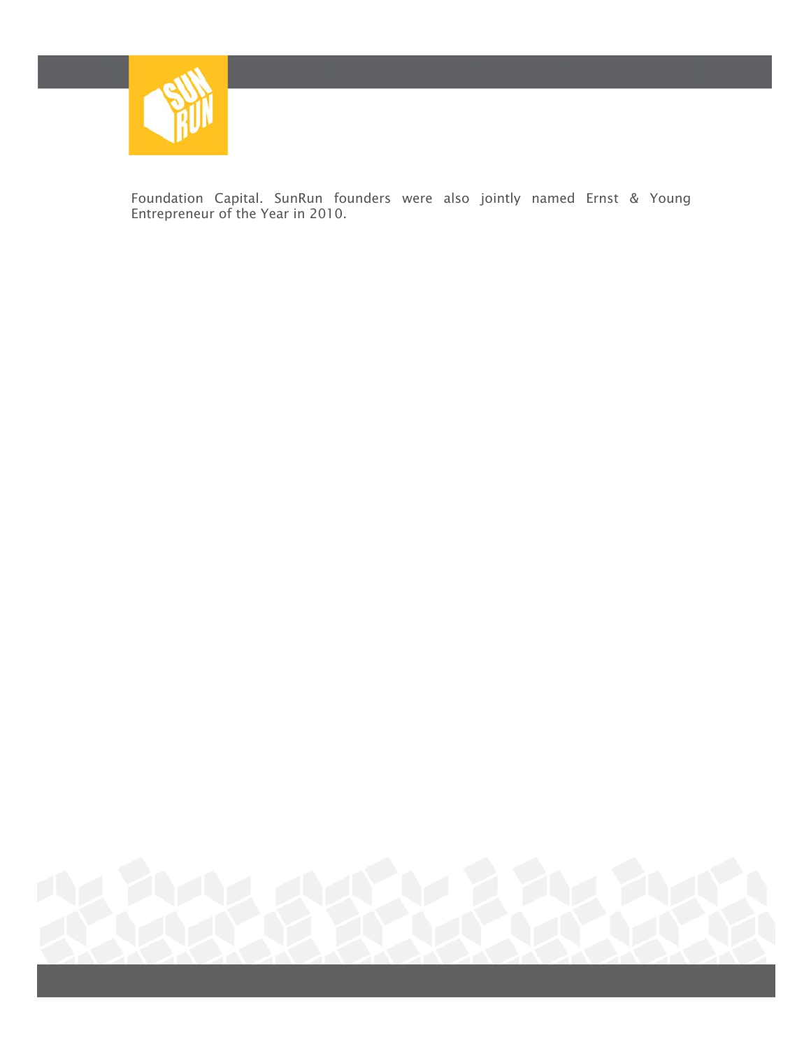Foundation Capital. SunRun founders were also jointly named Ernst & Young Entrepreneur of the Year in 2010.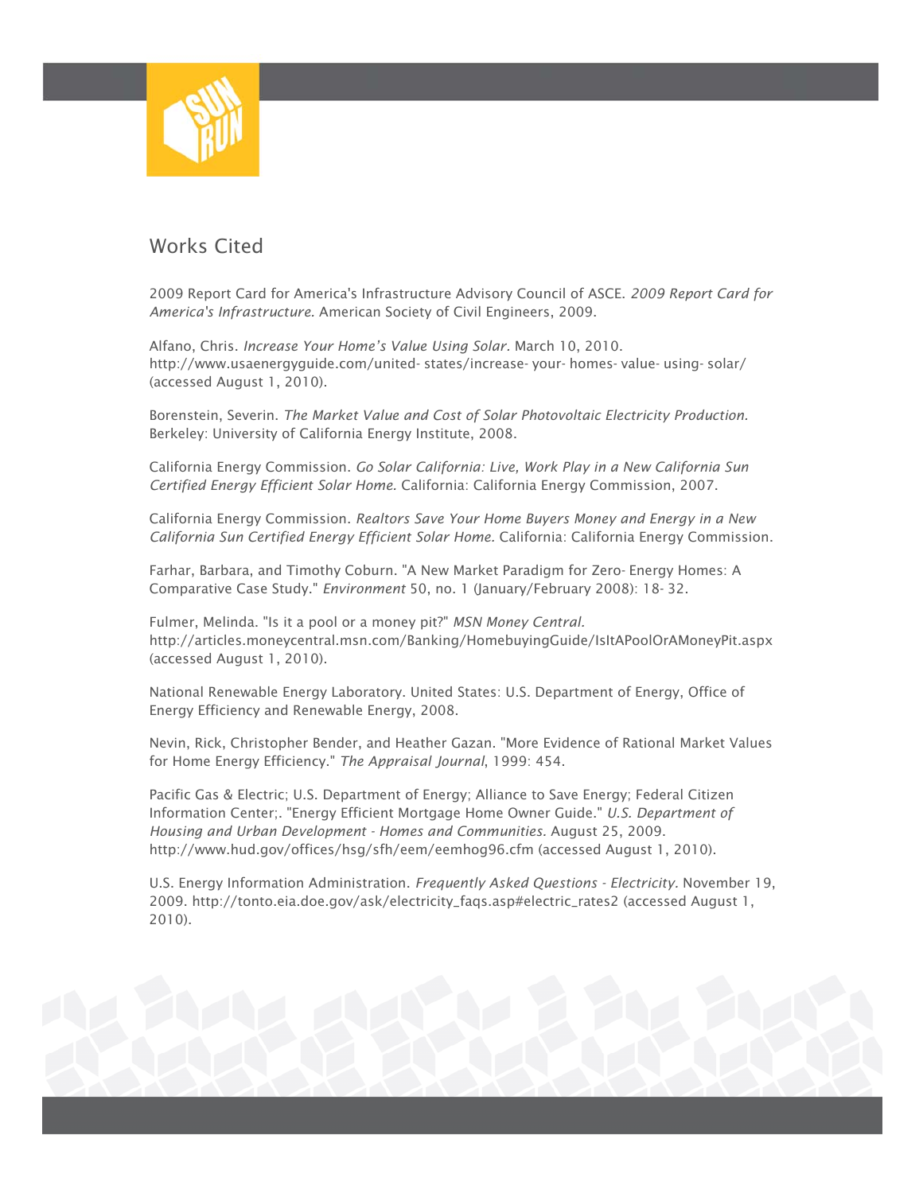## Works Cited

2009 Report Card for America's Infrastructure Advisory Council of ASCE. *2009 Report Card for America's Infrastructure.* American Society of Civil Engineers, 2009.

Alfano, Chris. *Increase Your Home's Value Using Solar*. March 10, 2010. http://www.usaenergyguide.com/united- states/increase- your- homes- value- using- solar/ (accessed August 1, 2010).

Borenstein, Severin. *The Market Value and Cost of Solar Photovoltaic Electricity Production.* Berkeley: University of California Energy Institute, 2008.

California Energy Commission. *Go Solar California: Live, Work Play in a New California Sun Certified Energy Efficient Solar Home.* California: California Energy Commission, 2007.

California Energy Commission. *Realtors Save Your Home Buyers Money and Energy in a New California Sun Certified Energy Efficient Solar Home.* California: California Energy Commission.

Farhar, Barbara, and Timothy Coburn. "A New Market Paradigm for Zero- Energy Homes: A Comparative Case Study." *Environment* 50, no. 1 (January/February 2008): 18- 32.

Fulmer, Melinda. "Is it a pool or a money pit?" *MSN Money Central.* http://articles.moneycentral.msn.com/Banking/HomebuyingGuide/IsItAPoolOrAMoneyPit.aspx (accessed August 1, 2010).

National Renewable Energy Laboratory. United States: U.S. Department of Energy, Office of Energy Efficiency and Renewable Energy, 2008.

Nevin, Rick, Christopher Bender, and Heather Gazan. "More Evidence of Rational Market Values for Home Energy Efficiency." *The Appraisal Journal*, 1999: 454.

Pacific Gas & Electric; U.S. Department of Energy; Alliance to Save Energy; Federal Citizen Information Center;. "Energy Efficient Mortgage Home Owner Guide." *U.S. Department of Housing and Urban Development - Homes and Communities.* August 25, 2009. http://www.hud.gov/offices/hsg/sfh/eem/eemhog96.cfm (accessed August 1, 2010).

U.S. Energy Information Administration. *Frequently Asked Questions - Electricity*. November 19, 2009. http://tonto.eia.doe.gov/ask/electricity_faqs.asp#electric_rates2 (accessed August 1, 2010).